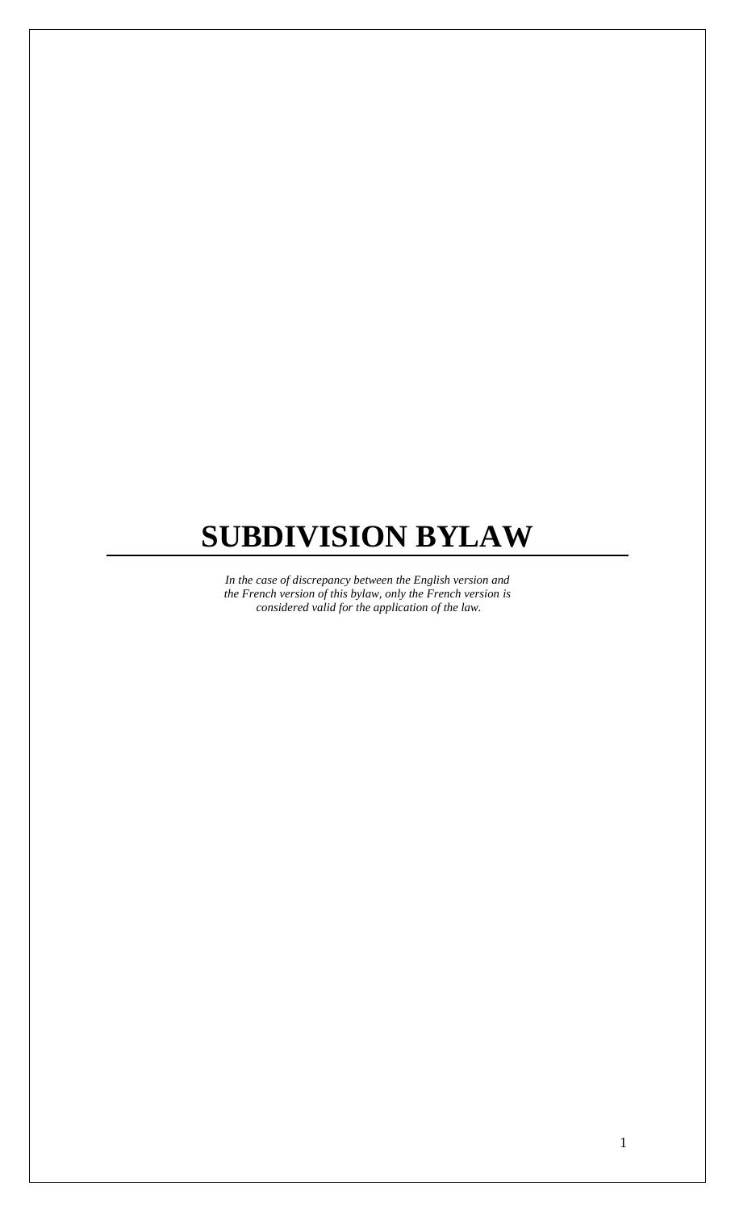# SUBDIVISION BYLAW

*In the case of discrepancy between the English version and the French version of this bylaw, only the French version is considered valid for the application of the law.*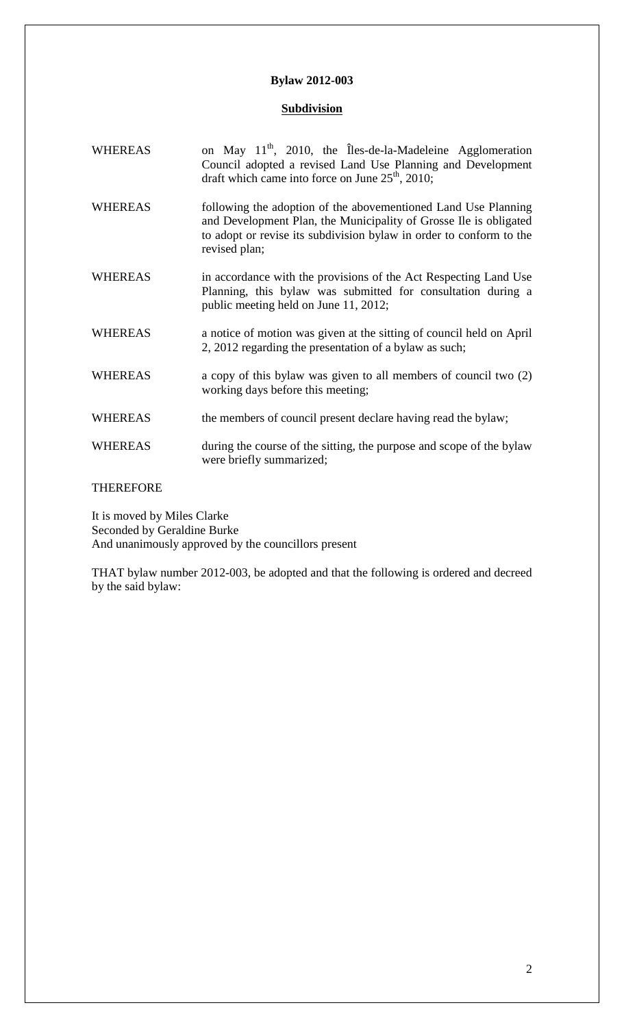**Bylaw 2012-003**

**Subdivision**

WHEREAS on May 11th, 2010, the Îles-de-la-Madeleine Agglomeration Council adopted a revised Land Use Planning and Development draft which came into force on June 25th, 2010;

WHEREAS following the adoption of the abovementioned Land Use Planning and Development Plan, the Municipality of Grosse Ile is obligated to adopt or revise its subdivision bylaw in order to conform to the revised plan;

WHEREAS in accordance with the provisions of the Act Respecting Land Use Planning, this bylaw was submitted for consultation during a public meeting held on June 11, 2012;

WHEREAS a notice of motion was given at the sitting of council held on April 2, 2012 regarding the presentation of a bylaw as such;

WHEREAS a copy of this bylaw was given to all members of council two (2) working days before this meeting;

WHEREAS the members of council present declare having read the bylaw;

WHEREAS during the course of the sitting, the purpose and scope of the bylaw were briefly summarized;

THEREFORE

It is moved by Miles Clarke
Seconded by Geraldine Burke
And unanimously approved by the councillors present

THAT bylaw number 2012-003, be adopted and that the following is ordered and decreed by the said bylaw: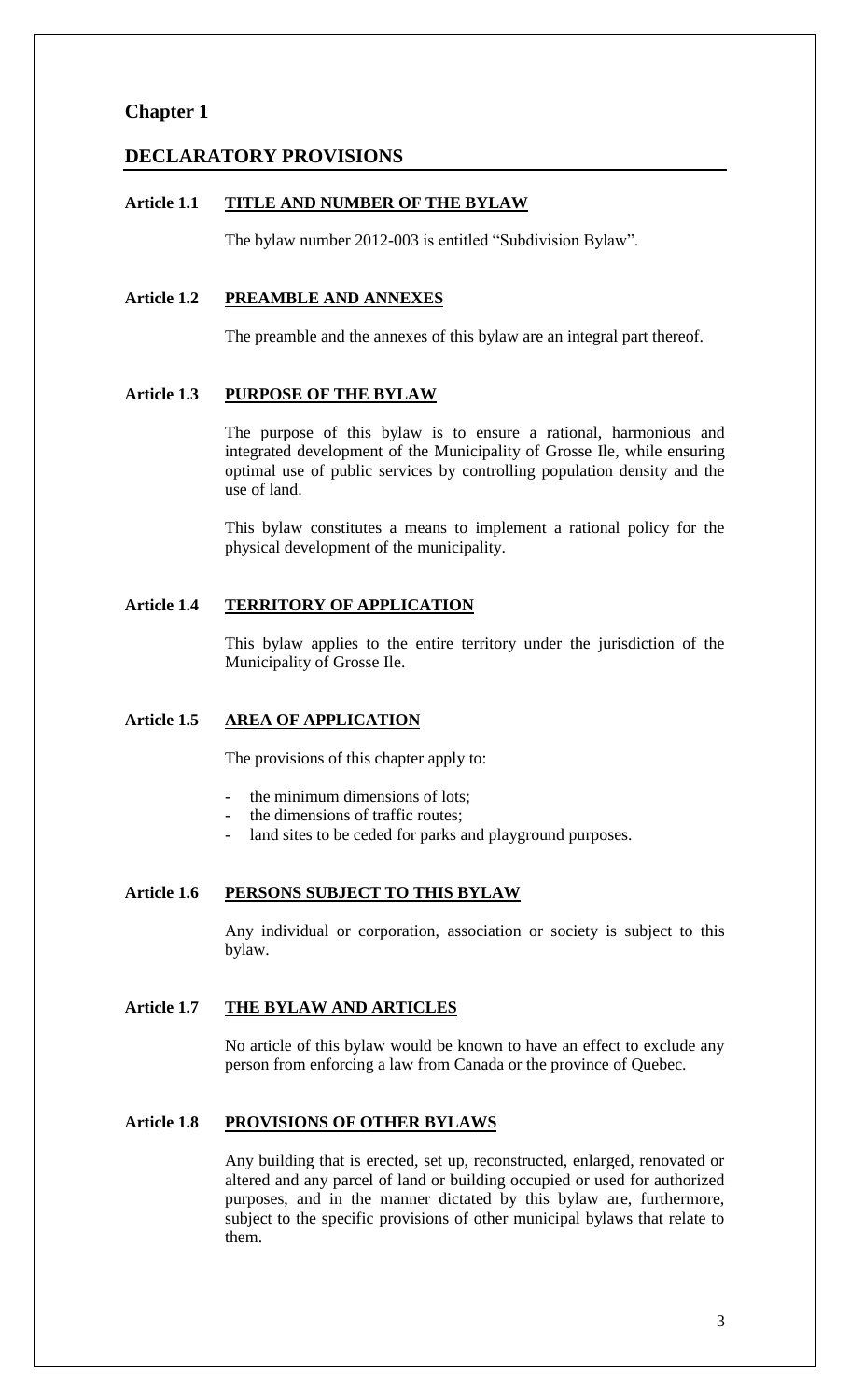# Chapter 1

## DECLARATORY PROVISIONS

### Article 1.1 TITLE AND NUMBER OF THE BYLAW

The bylaw number 2012-003 is entitled "Subdivision Bylaw".

### Article 1.2 PREAMBLE AND ANNEXES

The preamble and the annexes of this bylaw are an integral part thereof.

### Article 1.3 PURPOSE OF THE BYLAW

The purpose of this bylaw is to ensure a rational, harmonious and integrated development of the Municipality of Grosse Ile, while ensuring optimal use of public services by controlling population density and the use of land.

This bylaw constitutes a means to implement a rational policy for the physical development of the municipality.

### Article 1.4 TERRITORY OF APPLICATION

This bylaw applies to the entire territory under the jurisdiction of the Municipality of Grosse Ile.

### Article 1.5 AREA OF APPLICATION

The provisions of this chapter apply to:

- the minimum dimensions of lots;
- the dimensions of traffic routes;
- land sites to be ceded for parks and playground purposes.

### Article 1.6 PERSONS SUBJECT TO THIS BYLAW

Any individual or corporation, association or society is subject to this bylaw.

### Article 1.7 THE BYLAW AND ARTICLES

No article of this bylaw would be known to have an effect to exclude any person from enforcing a law from Canada or the province of Quebec.

### Article 1.8 PROVISIONS OF OTHER BYLAWS

Any building that is erected, set up, reconstructed, enlarged, renovated or altered and any parcel of land or building occupied or used for authorized purposes, and in the manner dictated by this bylaw are, furthermore, subject to the specific provisions of other municipal bylaws that relate to them.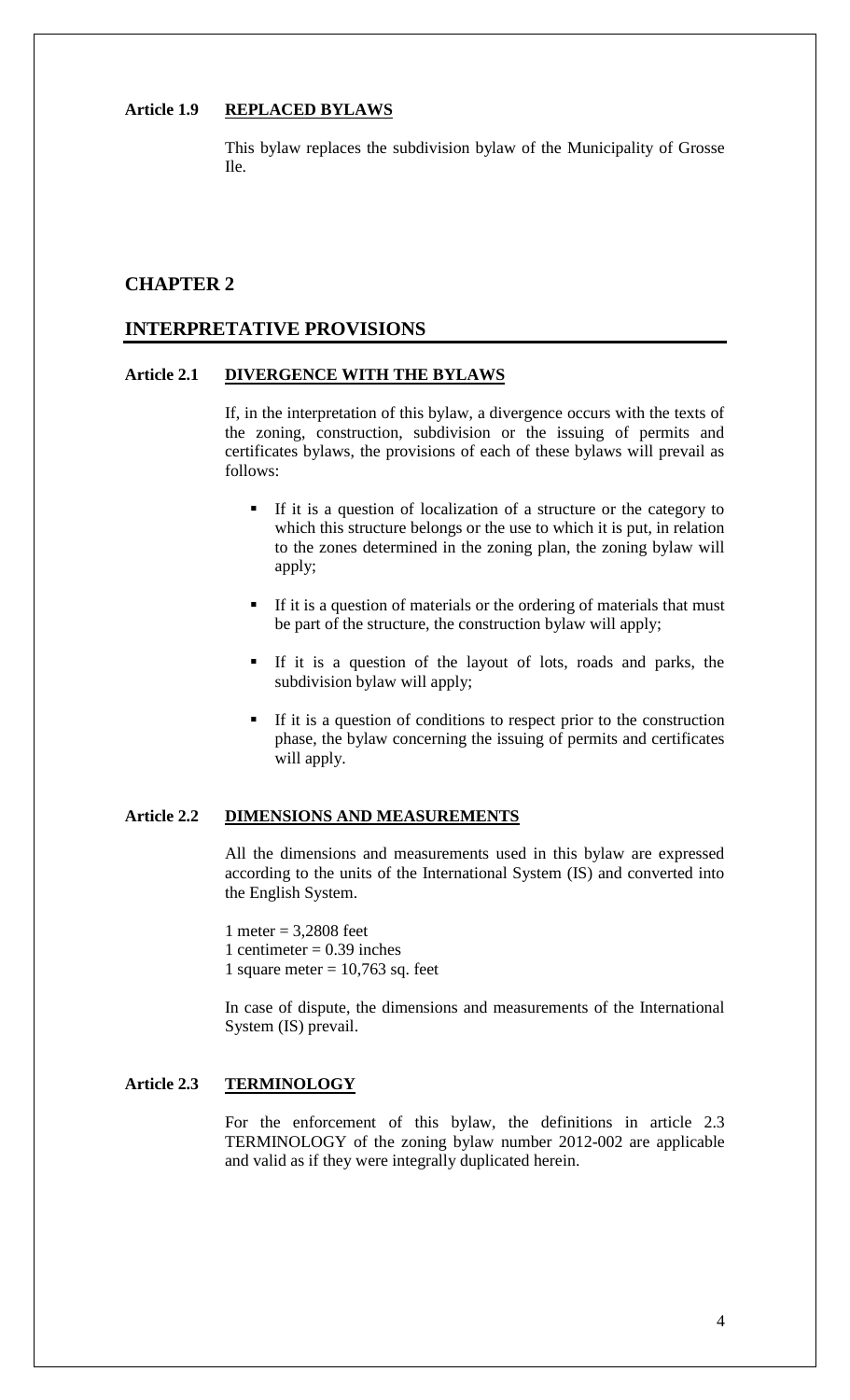### Article 1.9 REPLACED BYLAWS

This bylaw replaces the subdivision bylaw of the Municipality of Grosse Ile.

## CHAPTER 2

## INTERPRETATIVE PROVISIONS

### Article 2.1 DIVERGENCE WITH THE BYLAWS

If, in the interpretation of this bylaw, a divergence occurs with the texts of the zoning, construction, subdivision or the issuing of permits and certificates bylaws, the provisions of each of these bylaws will prevail as follows:

- If it is a question of localization of a structure or the category to which this structure belongs or the use to which it is put, in relation to the zones determined in the zoning plan, the zoning bylaw will apply;
- If it is a question of materials or the ordering of materials that must be part of the structure, the construction bylaw will apply;
- If it is a question of the layout of lots, roads and parks, the subdivision bylaw will apply;
- If it is a question of conditions to respect prior to the construction phase, the bylaw concerning the issuing of permits and certificates will apply.

### Article 2.2 DIMENSIONS AND MEASUREMENTS

All the dimensions and measurements used in this bylaw are expressed according to the units of the International System (IS) and converted into the English System.

1 meter = 3,2808 feet
1 centimeter = 0.39 inches
1 square meter = 10,763 sq. feet

In case of dispute, the dimensions and measurements of the International System (IS) prevail.

### Article 2.3 TERMINOLOGY

For the enforcement of this bylaw, the definitions in article 2.3 TERMINOLOGY of the zoning bylaw number 2012-002 are applicable and valid as if they were integrally duplicated herein.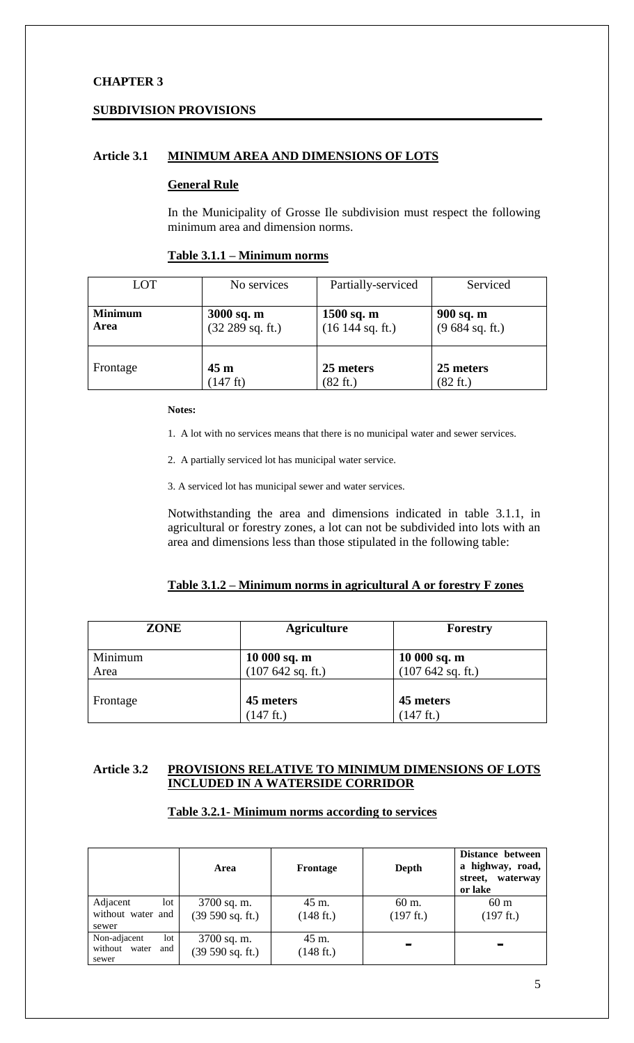**CHAPTER 3**

**SUBDIVISION PROVISIONS**

## Article 3.1 MINIMUM AREA AND DIMENSIONS OF LOTS

**General Rule**

In the Municipality of Grosse Ile subdivision must respect the following minimum area and dimension norms.

**Table 3.1.1 – Minimum norms**

| LOT | No services | Partially-serviced | Serviced |
|---|---|---|---|
| **Minimum Area** | **3000 sq. m** (32 289 sq. ft.) | **1500 sq. m** (16 144 sq. ft.) | **900 sq. m** (9 684 sq. ft.) |
| Frontage | **45 m** (147 ft) | **25 meters** (82 ft.) | **25 meters** (82 ft.) |

**Notes:**

1. A lot with no services means that there is no municipal water and sewer services.

2. A partially serviced lot has municipal water service.

3. A serviced lot has municipal sewer and water services.

Notwithstanding the area and dimensions indicated in table 3.1.1, in agricultural or forestry zones, a lot can not be subdivided into lots with an area and dimensions less than those stipulated in the following table:

**Table 3.1.2 – Minimum norms in agricultural A or forestry F zones**

| ZONE | Agriculture | Forestry |
|---|---|---|
| Minimum Area | **10 000 sq. m** (107 642 sq. ft.) | **10 000 sq. m** (107 642 sq. ft.) |
| Frontage | **45 meters** (147 ft.) | **45 meters** (147 ft.) |

## Article 3.2 PROVISIONS RELATIVE TO MINIMUM DIMENSIONS OF LOTS INCLUDED IN A WATERSIDE CORRIDOR

**Table 3.2.1- Minimum norms according to services**

| | Area | Frontage | Depth | Distance between a highway, road, street, waterway or lake |
|---|---|---|---|---|
| Adjacent lot without water and sewer | 3700 sq. m. (39 590 sq. ft.) | 45 m. (148 ft.) | 60 m. (197 ft.) | 60 m (197 ft.) |
| Non-adjacent lot without water and sewer | 3700 sq. m. (39 590 sq. ft.) | 45 m. (148 ft.) | - | - |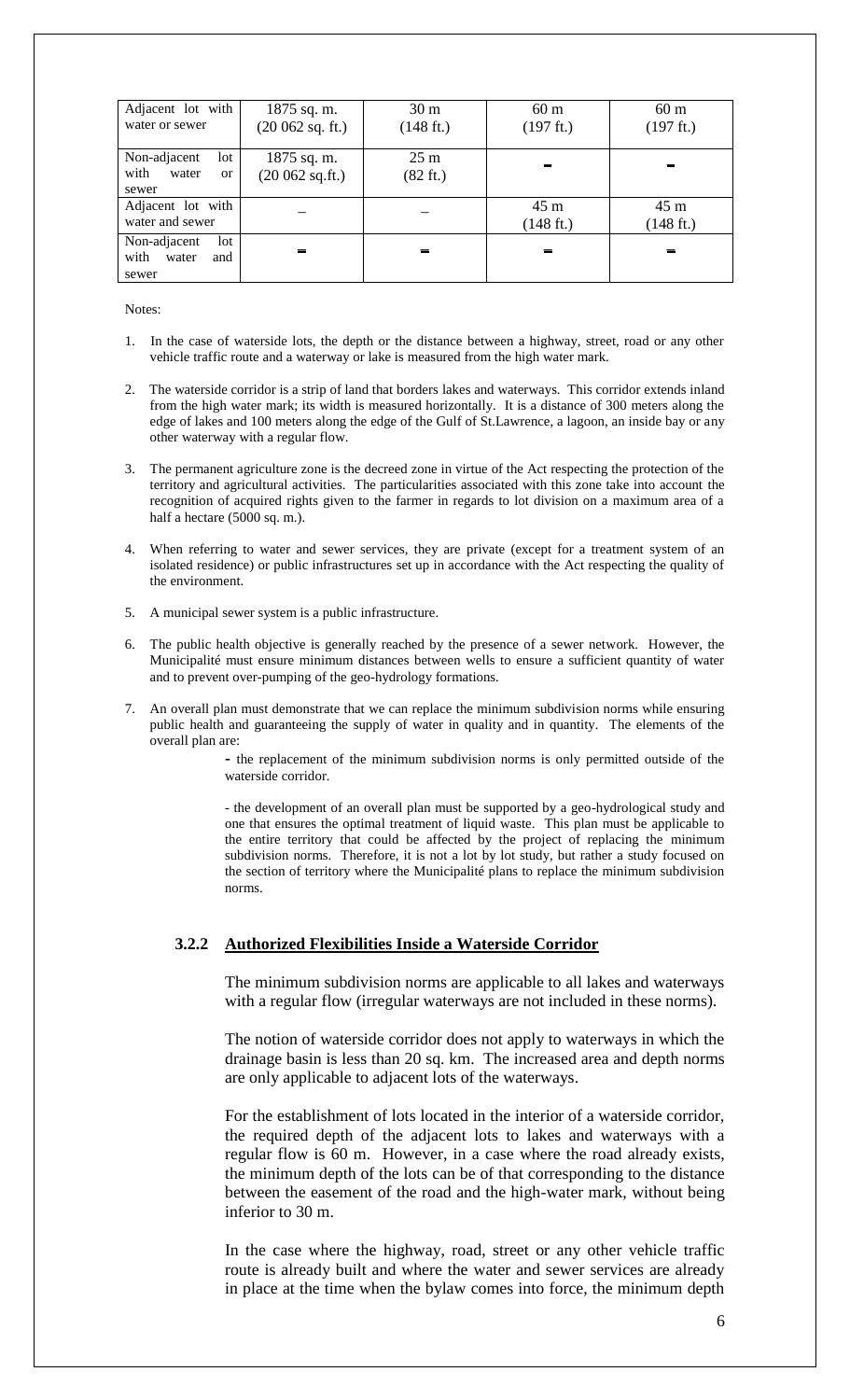| Adjacent lot with water or sewer | 1875 sq. m. (20 062 sq. ft.) | 30 m (148 ft.) | 60 m (197 ft.) | 60 m (197 ft.) |
|---|---|---|---|---|
| Non-adjacent lot with water or sewer | 1875 sq. m. (20 062 sq.ft.) | 25 m (82 ft.) | – | – |
| Adjacent lot with water and sewer | – | – | 45 m (148 ft.) | 45 m (148 ft.) |
| Non-adjacent lot with water and sewer | – | – | – | – |

Notes:

1. In the case of waterside lots, the depth or the distance between a highway, street, road or any other vehicle traffic route and a waterway or lake is measured from the high water mark.

2. The waterside corridor is a strip of land that borders lakes and waterways. This corridor extends inland from the high water mark; its width is measured horizontally. It is a distance of 300 meters along the edge of lakes and 100 meters along the edge of the Gulf of St.Lawrence, a lagoon, an inside bay or any other waterway with a regular flow.

3. The permanent agriculture zone is the decreed zone in virtue of the Act respecting the protection of the territory and agricultural activities. The particularities associated with this zone take into account the recognition of acquired rights given to the farmer in regards to lot division on a maximum area of a half a hectare (5000 sq. m.).

4. When referring to water and sewer services, they are private (except for a treatment system of an isolated residence) or public infrastructures set up in accordance with the Act respecting the quality of the environment.

5. A municipal sewer system is a public infrastructure.

6. The public health objective is generally reached by the presence of a sewer network. However, the Municipalité must ensure minimum distances between wells to ensure a sufficient quantity of water and to prevent over-pumping of the geo-hydrology formations.

7. An overall plan must demonstrate that we can replace the minimum subdivision norms while ensuring public health and guaranteeing the supply of water in quality and in quantity. The elements of the overall plan are:

   - the replacement of the minimum subdivision norms is only permitted outside of the waterside corridor.

   - the development of an overall plan must be supported by a geo-hydrological study and one that ensures the optimal treatment of liquid waste. This plan must be applicable to the entire territory that could be affected by the project of replacing the minimum subdivision norms. Therefore, it is not a lot by lot study, but rather a study focused on the section of territory where the Municipalité plans to replace the minimum subdivision norms.

### 3.2.2 Authorized Flexibilities Inside a Waterside Corridor

The minimum subdivision norms are applicable to all lakes and waterways with a regular flow (irregular waterways are not included in these norms).

The notion of waterside corridor does not apply to waterways in which the drainage basin is less than 20 sq. km. The increased area and depth norms are only applicable to adjacent lots of the waterways.

For the establishment of lots located in the interior of a waterside corridor, the required depth of the adjacent lots to lakes and waterways with a regular flow is 60 m. However, in a case where the road already exists, the minimum depth of the lots can be of that corresponding to the distance between the easement of the road and the high-water mark, without being inferior to 30 m.

In the case where the highway, road, street or any other vehicle traffic route is already built and where the water and sewer services are already in place at the time when the bylaw comes into force, the minimum depth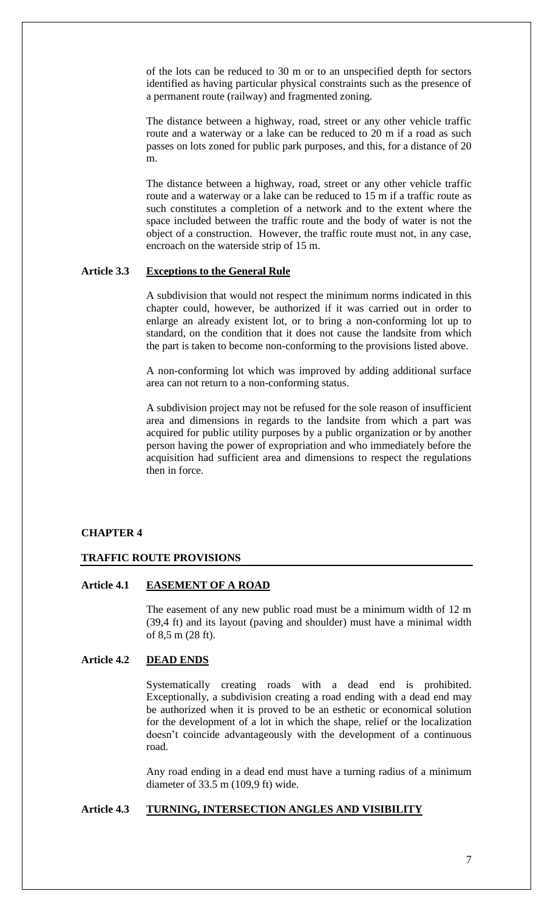of the lots can be reduced to 30 m or to an unspecified depth for sectors identified as having particular physical constraints such as the presence of a permanent route (railway) and fragmented zoning.

The distance between a highway, road, street or any other vehicle traffic route and a waterway or a lake can be reduced to 20 m if a road as such passes on lots zoned for public park purposes, and this, for a distance of 20 m.

The distance between a highway, road, street or any other vehicle traffic route and a waterway or a lake can be reduced to 15 m if a traffic route as such constitutes a completion of a network and to the extent where the space included between the traffic route and the body of water is not the object of a construction. However, the traffic route must not, in any case, encroach on the waterside strip of 15 m.

### Article 3.3 Exceptions to the General Rule

A subdivision that would not respect the minimum norms indicated in this chapter could, however, be authorized if it was carried out in order to enlarge an already existent lot, or to bring a non-conforming lot up to standard, on the condition that it does not cause the landsite from which the part is taken to become non-conforming to the provisions listed above.

A non-conforming lot which was improved by adding additional surface area can not return to a non-conforming status.

A subdivision project may not be refused for the sole reason of insufficient area and dimensions in regards to the landsite from which a part was acquired for public utility purposes by a public organization or by another person having the power of expropriation and who immediately before the acquisition had sufficient area and dimensions to respect the regulations then in force.

## CHAPTER 4

## TRAFFIC ROUTE PROVISIONS

### Article 4.1 EASEMENT OF A ROAD

The easement of any new public road must be a minimum width of 12 m (39,4 ft) and its layout (paving and shoulder) must have a minimal width of 8,5 m (28 ft).

### Article 4.2 DEAD ENDS

Systematically creating roads with a dead end is prohibited. Exceptionally, a subdivision creating a road ending with a dead end may be authorized when it is proved to be an esthetic or economical solution for the development of a lot in which the shape, relief or the localization doesn't coincide advantageously with the development of a continuous road.

Any road ending in a dead end must have a turning radius of a minimum diameter of 33.5 m (109,9 ft) wide.

### Article 4.3 TURNING, INTERSECTION ANGLES AND VISIBILITY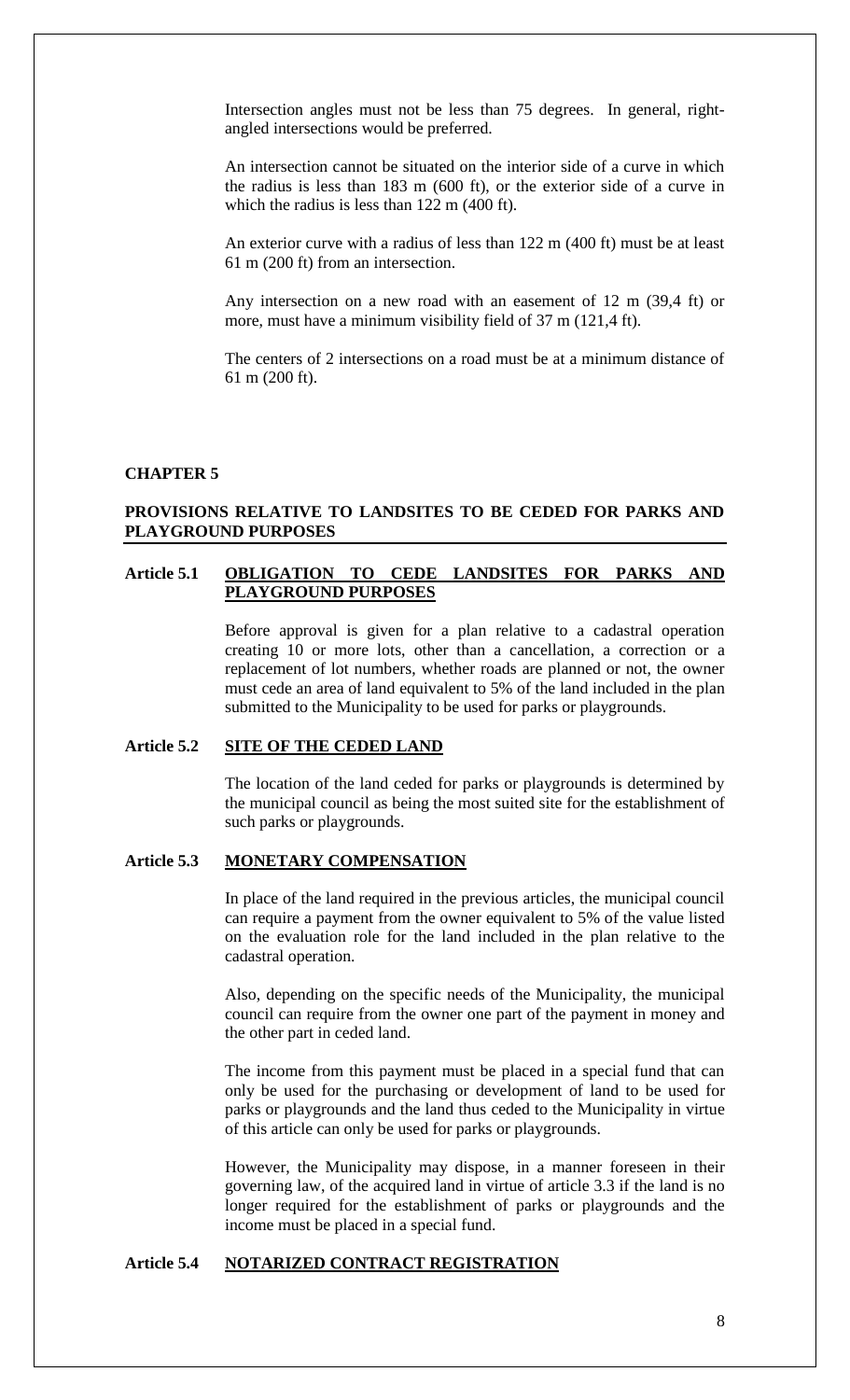Intersection angles must not be less than 75 degrees. In general, right-angled intersections would be preferred.

An intersection cannot be situated on the interior side of a curve in which the radius is less than 183 m (600 ft), or the exterior side of a curve in which the radius is less than 122 m (400 ft).

An exterior curve with a radius of less than 122 m (400 ft) must be at least 61 m (200 ft) from an intersection.

Any intersection on a new road with an easement of 12 m (39,4 ft) or more, must have a minimum visibility field of 37 m (121,4 ft).

The centers of 2 intersections on a road must be at a minimum distance of 61 m (200 ft).

## CHAPTER 5

## PROVISIONS RELATIVE TO LANDSITES TO BE CEDED FOR PARKS AND PLAYGROUND PURPOSES

### Article 5.1 OBLIGATION TO CEDE LANDSITES FOR PARKS AND PLAYGROUND PURPOSES

Before approval is given for a plan relative to a cadastral operation creating 10 or more lots, other than a cancellation, a correction or a replacement of lot numbers, whether roads are planned or not, the owner must cede an area of land equivalent to 5% of the land included in the plan submitted to the Municipality to be used for parks or playgrounds.

### Article 5.2 SITE OF THE CEDED LAND

The location of the land ceded for parks or playgrounds is determined by the municipal council as being the most suited site for the establishment of such parks or playgrounds.

### Article 5.3 MONETARY COMPENSATION

In place of the land required in the previous articles, the municipal council can require a payment from the owner equivalent to 5% of the value listed on the evaluation role for the land included in the plan relative to the cadastral operation.

Also, depending on the specific needs of the Municipality, the municipal council can require from the owner one part of the payment in money and the other part in ceded land.

The income from this payment must be placed in a special fund that can only be used for the purchasing or development of land to be used for parks or playgrounds and the land thus ceded to the Municipality in virtue of this article can only be used for parks or playgrounds.

However, the Municipality may dispose, in a manner foreseen in their governing law, of the acquired land in virtue of article 3.3 if the land is no longer required for the establishment of parks or playgrounds and the income must be placed in a special fund.

### Article 5.4 NOTARIZED CONTRACT REGISTRATION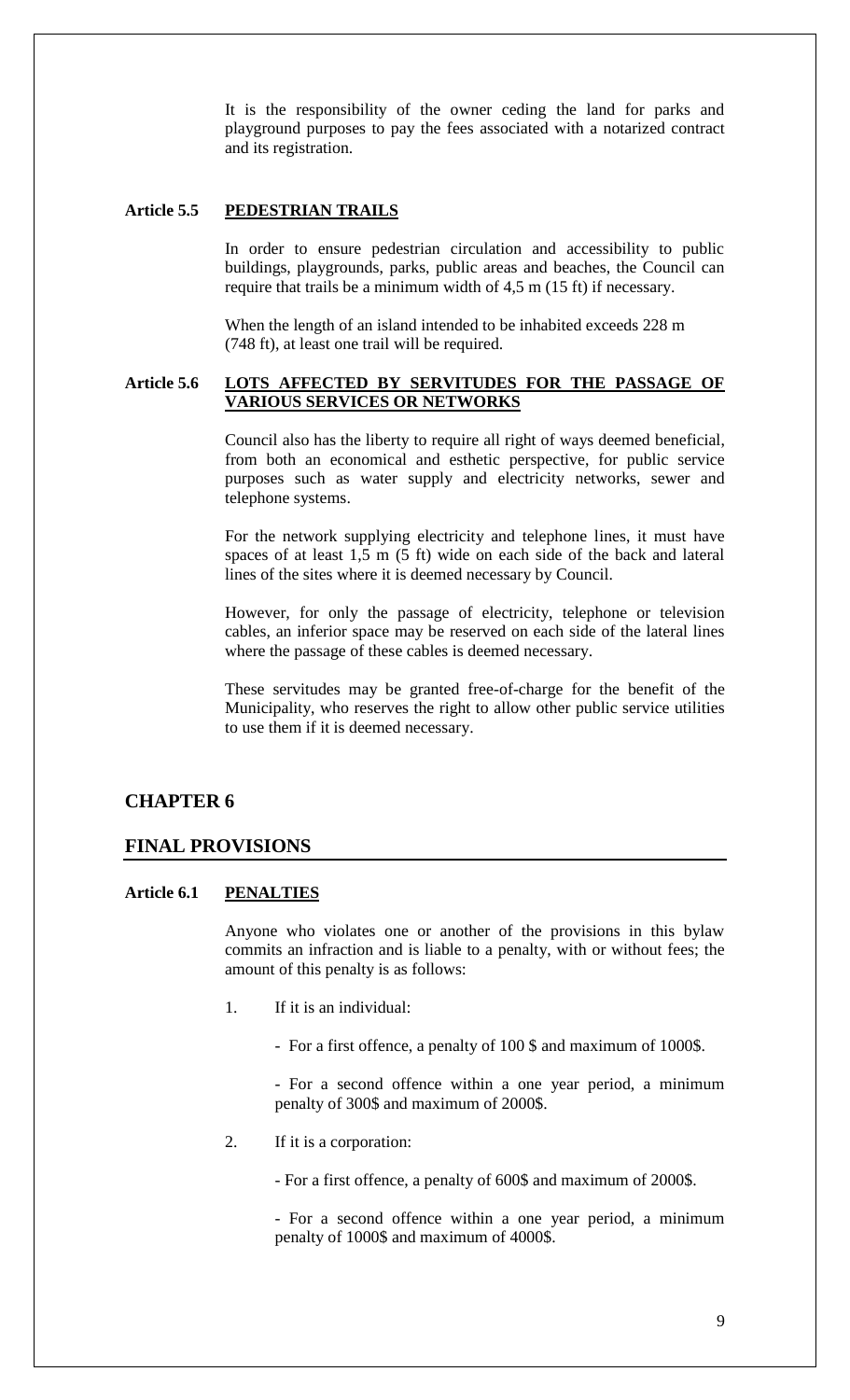It is the responsibility of the owner ceding the land for parks and playground purposes to pay the fees associated with a notarized contract and its registration.

### Article 5.5 PEDESTRIAN TRAILS

In order to ensure pedestrian circulation and accessibility to public buildings, playgrounds, parks, public areas and beaches, the Council can require that trails be a minimum width of 4,5 m (15 ft) if necessary.

When the length of an island intended to be inhabited exceeds 228 m (748 ft), at least one trail will be required.

### Article 5.6 LOTS AFFECTED BY SERVITUDES FOR THE PASSAGE OF VARIOUS SERVICES OR NETWORKS

Council also has the liberty to require all right of ways deemed beneficial, from both an economical and esthetic perspective, for public service purposes such as water supply and electricity networks, sewer and telephone systems.

For the network supplying electricity and telephone lines, it must have spaces of at least 1,5 m (5 ft) wide on each side of the back and lateral lines of the sites where it is deemed necessary by Council.

However, for only the passage of electricity, telephone or television cables, an inferior space may be reserved on each side of the lateral lines where the passage of these cables is deemed necessary.

These servitudes may be granted free-of-charge for the benefit of the Municipality, who reserves the right to allow other public service utilities to use them if it is deemed necessary.

## CHAPTER 6

## FINAL PROVISIONS

### Article 6.1 PENALTIES

Anyone who violates one or another of the provisions in this bylaw commits an infraction and is liable to a penalty, with or without fees; the amount of this penalty is as follows:

1. If it is an individual:

   - For a first offence, a penalty of 100 $ and maximum of 1000$.

   - For a second offence within a one year period, a minimum penalty of 300$ and maximum of 2000$.

2. If it is a corporation:

   - For a first offence, a penalty of 600$ and maximum of 2000$.

   - For a second offence within a one year period, a minimum penalty of 1000$ and maximum of 4000$.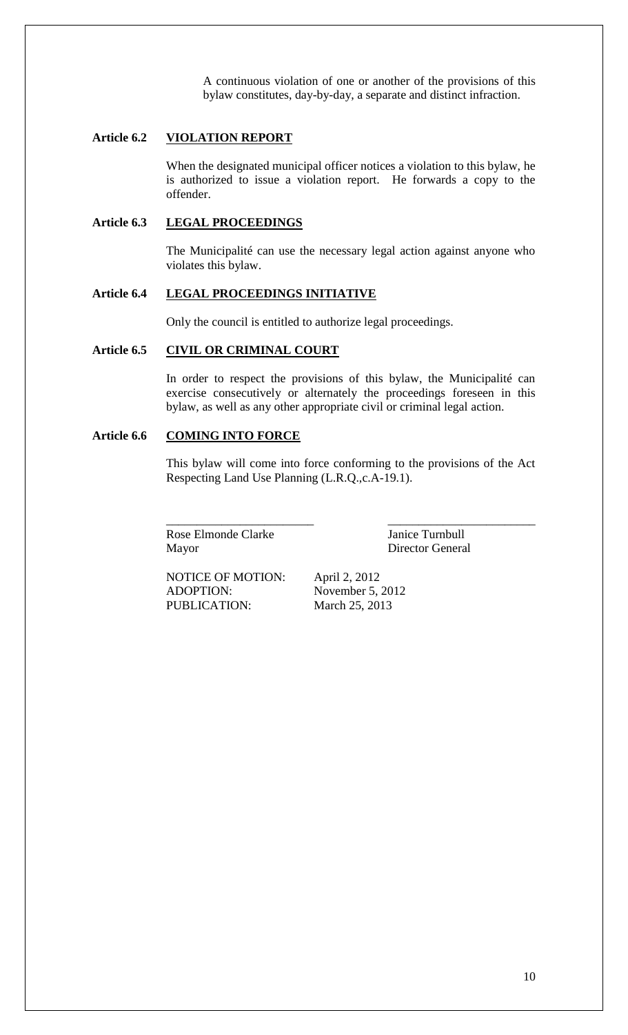A continuous violation of one or another of the provisions of this bylaw constitutes, day-by-day, a separate and distinct infraction.

**Article 6.2 VIOLATION REPORT**

When the designated municipal officer notices a violation to this bylaw, he is authorized to issue a violation report. He forwards a copy to the offender.

**Article 6.3 LEGAL PROCEEDINGS**

The Municipalité can use the necessary legal action against anyone who violates this bylaw.

**Article 6.4 LEGAL PROCEEDINGS INITIATIVE**

Only the council is entitled to authorize legal proceedings.

**Article 6.5 CIVIL OR CRIMINAL COURT**

In order to respect the provisions of this bylaw, the Municipalité can exercise consecutively or alternately the proceedings foreseen in this bylaw, as well as any other appropriate civil or criminal legal action.

**Article 6.6 COMING INTO FORCE**

This bylaw will come into force conforming to the provisions of the Act Respecting Land Use Planning (L.R.Q.,c.A-19.1).

| | |
|---|---|
| \_\_\_\_\_\_\_\_\_\_\_\_\_\_\_\_\_\_\_\_\_\_\_\_ | \_\_\_\_\_\_\_\_\_\_\_\_\_\_\_\_\_\_\_\_\_\_\_\_ |
| Rose Elmonde Clarke | Janice Turnbull |
| Mayor | Director General |

| | |
|---|---|
| NOTICE OF MOTION: | April 2, 2012 |
| ADOPTION: | November 5, 2012 |
| PUBLICATION: | March 25, 2013 |